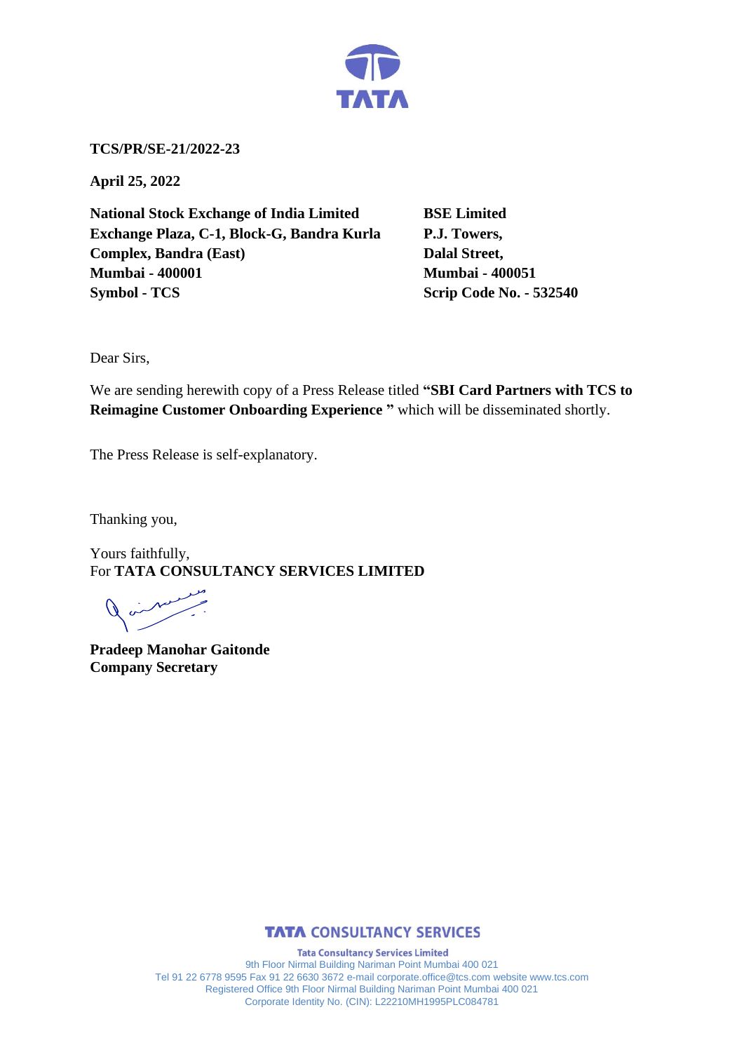**TCS/PR/SE-21/2022-23**

**April 25, 2022**

**National Stock Exchange of India Limited**
**Exchange Plaza, C-1, Block-G, Bandra Kurla Complex, Bandra (East)**
**Mumbai - 400001**
**Symbol - TCS**

**BSE Limited**
**P.J. Towers,**
**Dalal Street,**
**Mumbai - 400051**
**Scrip Code No. - 532540**

Dear Sirs,

We are sending herewith copy of a Press Release titled **"SBI Card Partners with TCS to Reimagine Customer Onboarding Experience "** which will be disseminated shortly.

The Press Release is self-explanatory.

Thanking you,

Yours faithfully,
For **TATA CONSULTANCY SERVICES LIMITED**

**Pradeep Manohar Gaitonde**
**Company Secretary**

**TATA CONSULTANCY SERVICES**

**Tata Consultancy Services Limited**
9th Floor Nirmal Building Nariman Point Mumbai 400 021
Tel 91 22 6778 9595 Fax 91 22 6630 3672 e-mail corporate.office@tcs.com website www.tcs.com
Registered Office 9th Floor Nirmal Building Nariman Point Mumbai 400 021
Corporate Identity No. (CIN): L22210MH1995PLC084781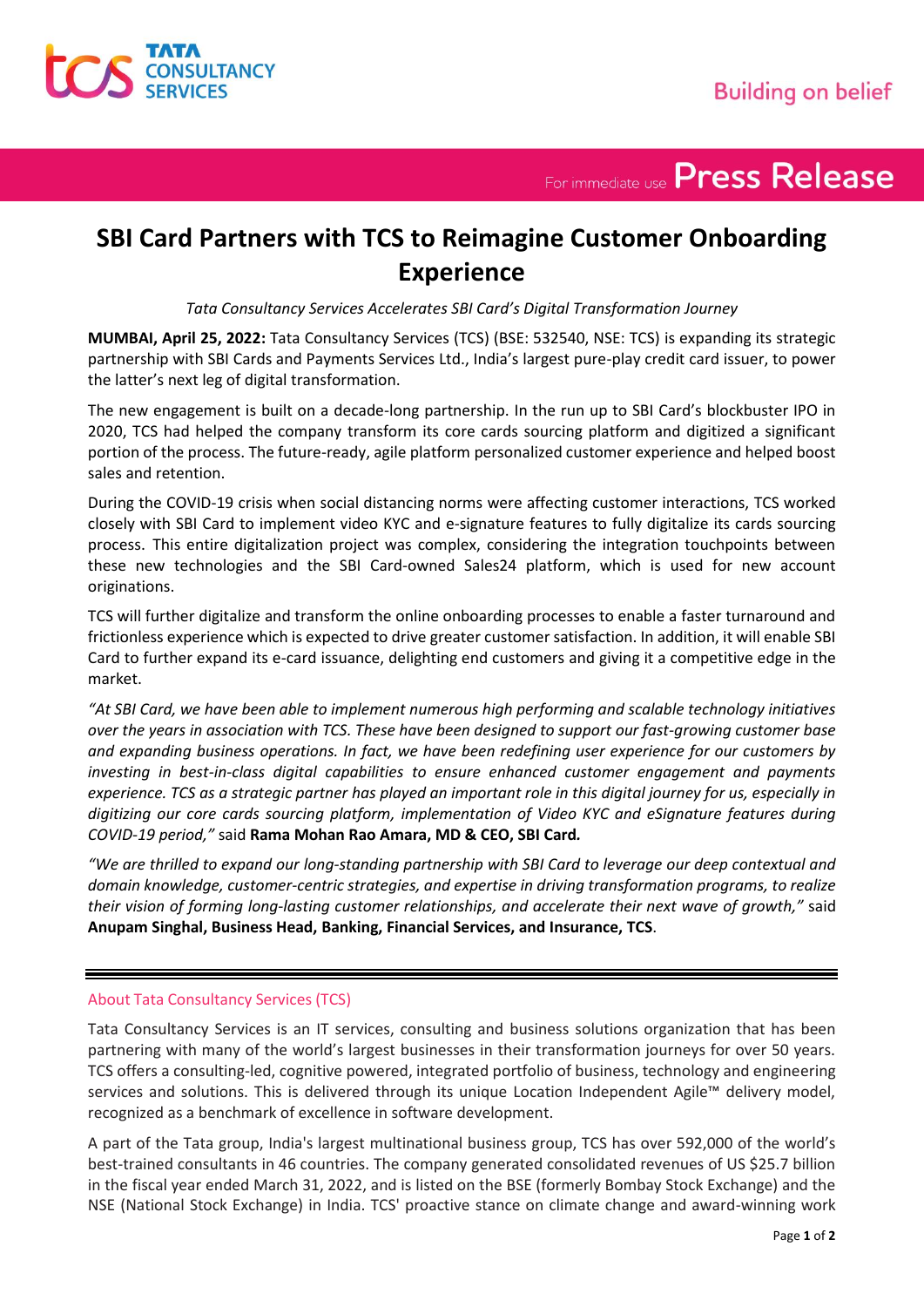# SBI Card Partners with TCS to Reimagine Customer Onboarding Experience

*Tata Consultancy Services Accelerates SBI Card's Digital Transformation Journey*

**MUMBAI, April 25, 2022:** Tata Consultancy Services (TCS) (BSE: 532540, NSE: TCS) is expanding its strategic partnership with SBI Cards and Payments Services Ltd., India's largest pure-play credit card issuer, to power the latter's next leg of digital transformation.

The new engagement is built on a decade-long partnership. In the run up to SBI Card's blockbuster IPO in 2020, TCS had helped the company transform its core cards sourcing platform and digitized a significant portion of the process. The future-ready, agile platform personalized customer experience and helped boost sales and retention.

During the COVID-19 crisis when social distancing norms were affecting customer interactions, TCS worked closely with SBI Card to implement video KYC and e-signature features to fully digitalize its cards sourcing process. This entire digitalization project was complex, considering the integration touchpoints between these new technologies and the SBI Card-owned Sales24 platform, which is used for new account originations.

TCS will further digitalize and transform the online onboarding processes to enable a faster turnaround and frictionless experience which is expected to drive greater customer satisfaction. In addition, it will enable SBI Card to further expand its e-card issuance, delighting end customers and giving it a competitive edge in the market.

*"At SBI Card, we have been able to implement numerous high performing and scalable technology initiatives over the years in association with TCS. These have been designed to support our fast-growing customer base and expanding business operations. In fact, we have been redefining user experience for our customers by investing in best-in-class digital capabilities to ensure enhanced customer engagement and payments experience. TCS as a strategic partner has played an important role in this digital journey for us, especially in digitizing our core cards sourcing platform, implementation of Video KYC and eSignature features during COVID-19 period,"* said **Rama Mohan Rao Amara, MD & CEO, SBI Card.**

*"We are thrilled to expand our long-standing partnership with SBI Card to leverage our deep contextual and domain knowledge, customer-centric strategies, and expertise in driving transformation programs, to realize their vision of forming long-lasting customer relationships, and accelerate their next wave of growth,"* said **Anupam Singhal, Business Head, Banking, Financial Services, and Insurance, TCS**.

---

## About Tata Consultancy Services (TCS)

Tata Consultancy Services is an IT services, consulting and business solutions organization that has been partnering with many of the world's largest businesses in their transformation journeys for over 50 years. TCS offers a consulting-led, cognitive powered, integrated portfolio of business, technology and engineering services and solutions. This is delivered through its unique Location Independent Agile™ delivery model, recognized as a benchmark of excellence in software development.

A part of the Tata group, India's largest multinational business group, TCS has over 592,000 of the world's best-trained consultants in 46 countries. The company generated consolidated revenues of US $25.7 billion in the fiscal year ended March 31, 2022, and is listed on the BSE (formerly Bombay Stock Exchange) and the NSE (National Stock Exchange) in India. TCS' proactive stance on climate change and award-winning work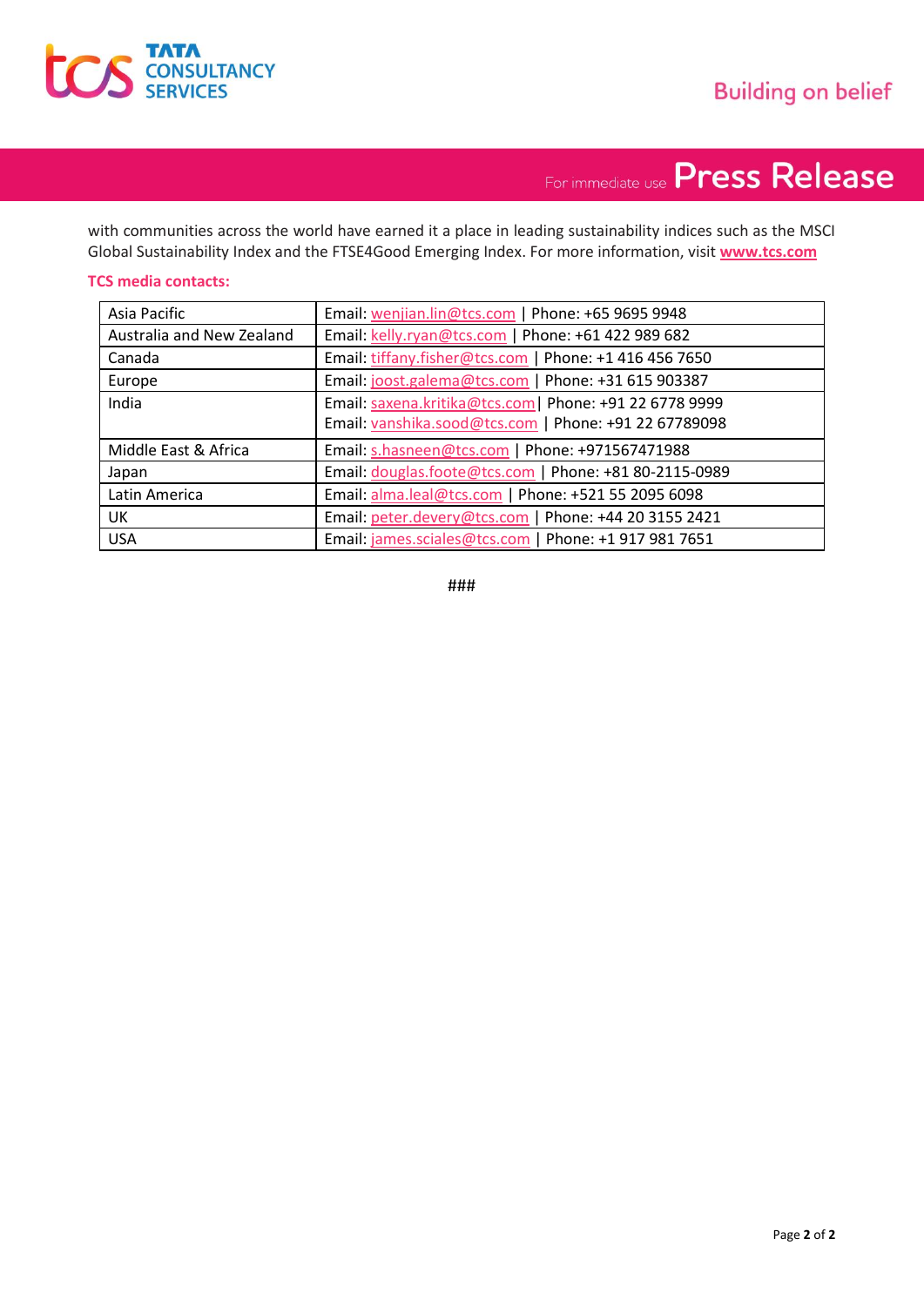with communities across the world have earned it a place in leading sustainability indices such as the MSCI Global Sustainability Index and the FTSE4Good Emerging Index. For more information, visit **www.tcs.com**

**TCS media contacts:**

| | |
|---|---|
| Asia Pacific | Email: wenjian.lin@tcs.com \| Phone: +65 9695 9948 |
| Australia and New Zealand | Email: kelly.ryan@tcs.com \| Phone: +61 422 989 682 |
| Canada | Email: tiffany.fisher@tcs.com \| Phone: +1 416 456 7650 |
| Europe | Email: joost.galema@tcs.com \| Phone: +31 615 903387 |
| India | Email: saxena.kritika@tcs.com\| Phone: +91 22 6778 9999<br>Email: vanshika.sood@tcs.com \| Phone: +91 22 67789098 |
| Middle East & Africa | Email: s.hasneen@tcs.com \| Phone: +971567471988 |
| Japan | Email: douglas.foote@tcs.com \| Phone: +81 80-2115-0989 |
| Latin America | Email: alma.leal@tcs.com \| Phone: +521 55 2095 6098 |
| UK | Email: peter.devery@tcs.com \| Phone: +44 20 3155 2421 |
| USA | Email: james.sciales@tcs.com \| Phone: +1 917 981 7651 |

###